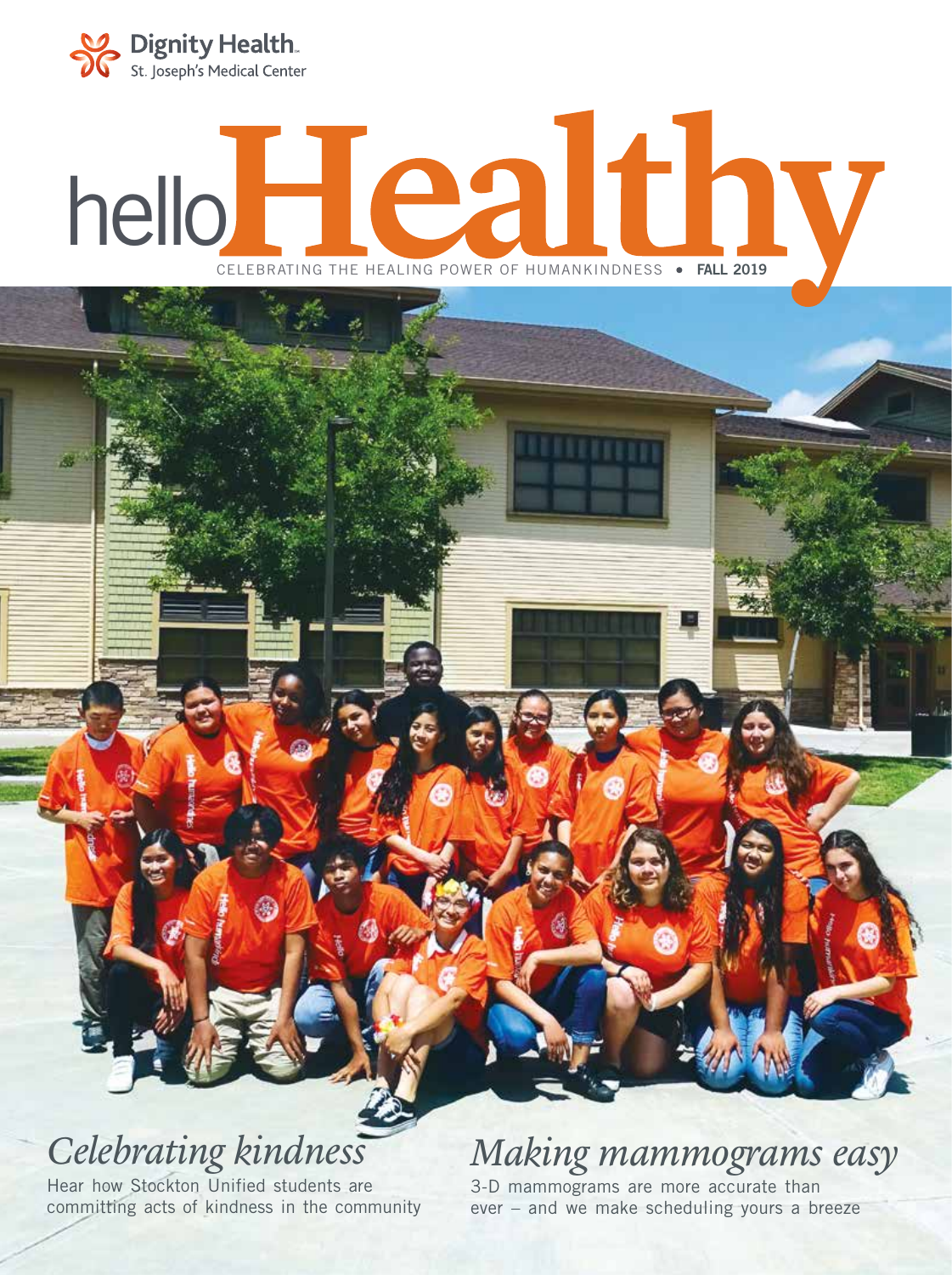Dignity Health. St. Joseph's Medical Center

# hello Healthy

CELEBRATING THE HEALING POWER OF HUMANKINDNESS • **FALL 2019**

## *Celebrating kindness*

Hear how Stockton Unified students are committing acts of kindness in the community

## *Making mammograms easy*

3-D mammograms are more accurate than ever – and we make scheduling yours a breeze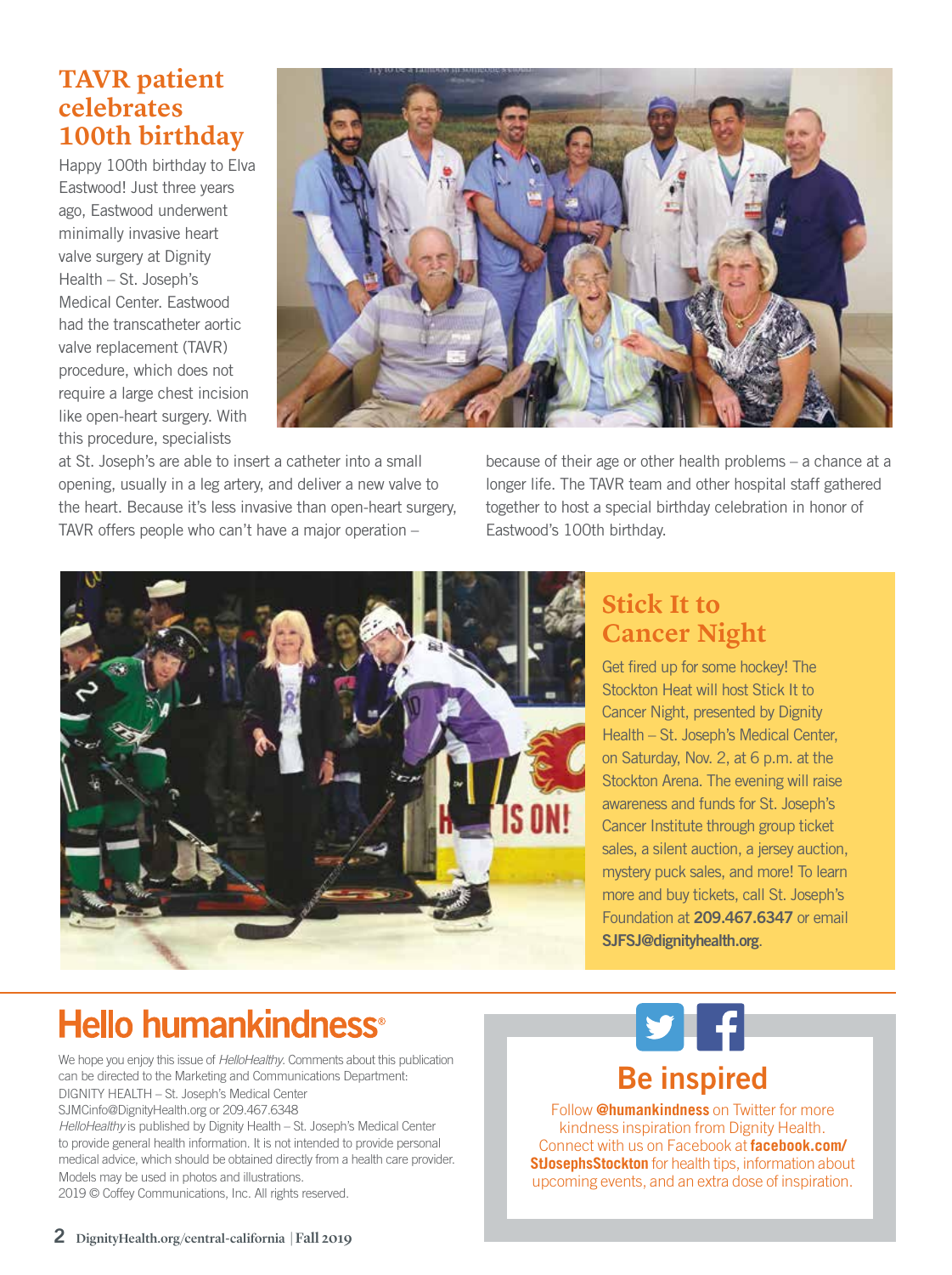## TAVR patient celebrates 100th birthday

Happy 100th birthday to Elva Eastwood! Just three years ago, Eastwood underwent minimally invasive heart valve surgery at Dignity Health – St. Joseph's Medical Center. Eastwood had the transcatheter aortic valve replacement (TAVR) procedure, which does not require a large chest incision like open-heart surgery. With this procedure, specialists at St. Joseph's are able to insert a catheter into a small opening, usually in a leg artery, and deliver a new valve to the heart. Because it's less invasive than open-heart surgery, TAVR offers people who can't have a major operation – because of their age or other health problems – a chance at a longer life. The TAVR team and other hospital staff gathered together to host a special birthday celebration in honor of Eastwood's 100th birthday.

## Stick It to Cancer Night

Get fired up for some hockey! The Stockton Heat will host Stick It to Cancer Night, presented by Dignity Health – St. Joseph's Medical Center, on Saturday, Nov. 2, at 6 p.m. at the Stockton Arena. The evening will raise awareness and funds for St. Joseph's Cancer Institute through group ticket sales, a silent auction, a jersey auction, mystery puck sales, and more! To learn more and buy tickets, call St. Joseph's Foundation at **209.467.6347** or email **SJFSJ@dignityhealth.org**.

## Hello humankindness®

We hope you enjoy this issue of *HelloHealthy*. Comments about this publication can be directed to the Marketing and Communications Department:
DIGNITY HEALTH – St. Joseph's Medical Center
SJMCinfo@DignityHealth.org or 209.467.6348
*HelloHealthy* is published by Dignity Health – St. Joseph's Medical Center to provide general health information. It is not intended to provide personal medical advice, which should be obtained directly from a health care provider. Models may be used in photos and illustrations.
2019 © Coffey Communications, Inc. All rights reserved.

## Be inspired

Follow **@humankindness** on Twitter for more kindness inspiration from Dignity Health. Connect with us on Facebook at **facebook.com/StJosephsStockton** for health tips, information about upcoming events, and an extra dose of inspiration.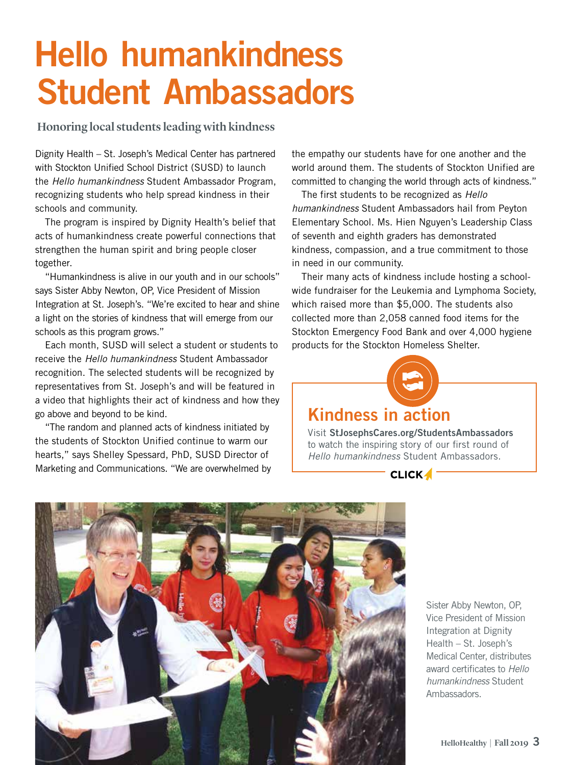# Hello humankindness Student Ambassadors

**Honoring local students leading with kindness**

Dignity Health – St. Joseph's Medical Center has partnered with Stockton Unified School District (SUSD) to launch the *Hello humankindness* Student Ambassador Program, recognizing students who help spread kindness in their schools and community.

The program is inspired by Dignity Health's belief that acts of humankindness create powerful connections that strengthen the human spirit and bring people closer together.

"Humankindness is alive in our youth and in our schools" says Sister Abby Newton, OP, Vice President of Mission Integration at St. Joseph's. "We're excited to hear and shine a light on the stories of kindness that will emerge from our schools as this program grows."

Each month, SUSD will select a student or students to receive the *Hello humankindness* Student Ambassador recognition. The selected students will be recognized by representatives from St. Joseph's and will be featured in a video that highlights their act of kindness and how they go above and beyond to be kind.

"The random and planned acts of kindness initiated by the students of Stockton Unified continue to warm our hearts," says Shelley Spessard, PhD, SUSD Director of Marketing and Communications. "We are overwhelmed by the empathy our students have for one another and the world around them. The students of Stockton Unified are committed to changing the world through acts of kindness."

The first students to be recognized as *Hello humankindness* Student Ambassadors hail from Peyton Elementary School. Ms. Hien Nguyen's Leadership Class of seventh and eighth graders has demonstrated kindness, compassion, and a true commitment to those in need in our community.

Their many acts of kindness include hosting a school-wide fundraiser for the Leukemia and Lymphoma Society, which raised more than $5,000. The students also collected more than 2,058 canned food items for the Stockton Emergency Food Bank and over 4,000 hygiene products for the Stockton Homeless Shelter.

## Kindness in action

Visit **StJosephsCares.org/StudentsAmbassadors** to watch the inspiring story of our first round of *Hello humankindness* Student Ambassadors.

**CLICK**

Sister Abby Newton, OP, Vice President of Mission Integration at Dignity Health – St. Joseph's Medical Center, distributes award certificates to *Hello humankindness* Student Ambassadors.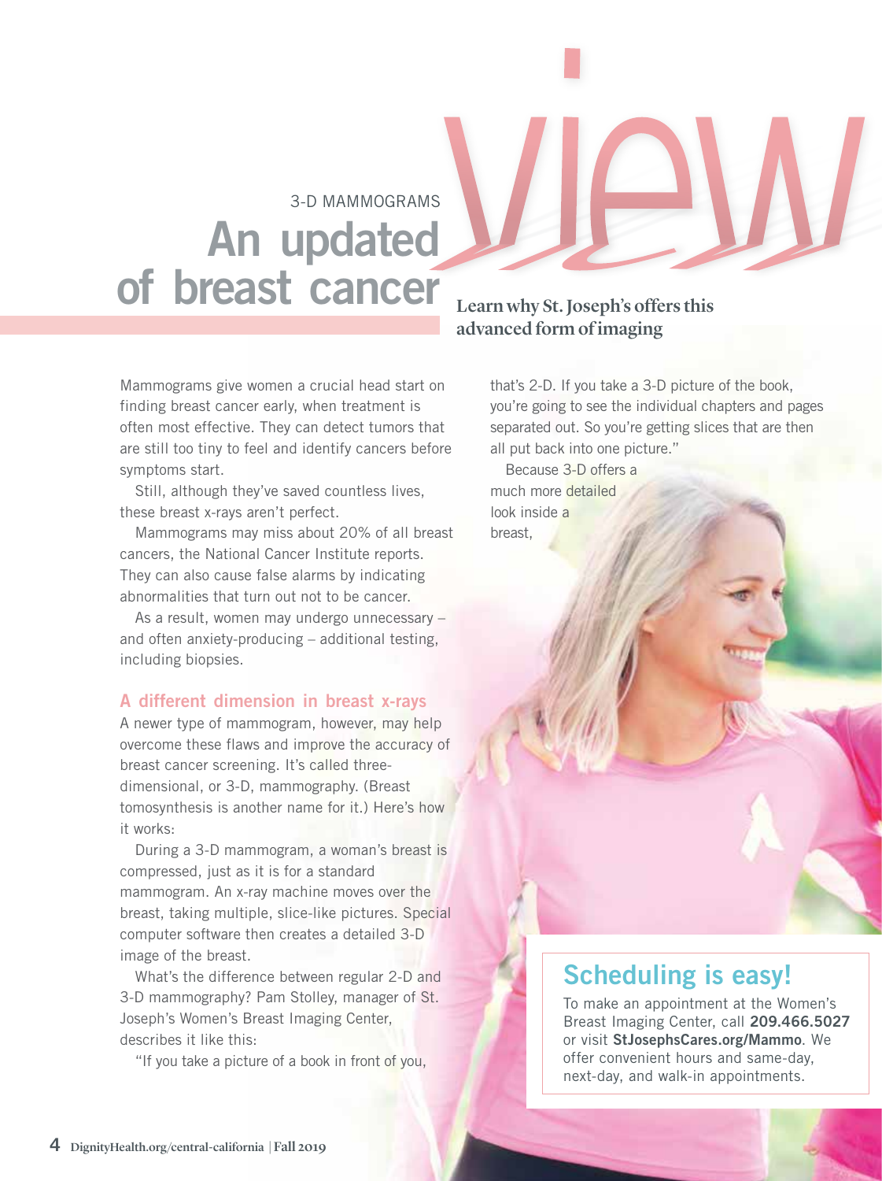3-D MAMMOGRAMS

# An updated view of breast cancer

**Learn why St. Joseph's offers this advanced form of imaging**

Mammograms give women a crucial head start on finding breast cancer early, when treatment is often most effective. They can detect tumors that are still too tiny to feel and identify cancers before symptoms start.

Still, although they've saved countless lives, these breast x-rays aren't perfect.

Mammograms may miss about 20% of all breast cancers, the National Cancer Institute reports. They can also cause false alarms by indicating abnormalities that turn out not to be cancer.

As a result, women may undergo unnecessary – and often anxiety-producing – additional testing, including biopsies.

## A different dimension in breast x-rays

A newer type of mammogram, however, may help overcome these flaws and improve the accuracy of breast cancer screening. It's called three-dimensional, or 3-D, mammography. (Breast tomosynthesis is another name for it.) Here's how it works:

During a 3-D mammogram, a woman's breast is compressed, just as it is for a standard mammogram. An x-ray machine moves over the breast, taking multiple, slice-like pictures. Special computer software then creates a detailed 3-D image of the breast.

What's the difference between regular 2-D and 3-D mammography? Pam Stolley, manager of St. Joseph's Women's Breast Imaging Center, describes it like this:

"If you take a picture of a book in front of you, that's 2-D. If you take a 3-D picture of the book, you're going to see the individual chapters and pages separated out. So you're getting slices that are then all put back into one picture."

Because 3-D offers a much more detailed look inside a breast,

## Scheduling is easy!

To make an appointment at the Women's Breast Imaging Center, call **209.466.5027** or visit **StJosephsCares.org/Mammo**. We offer convenient hours and same-day, next-day, and walk-in appointments.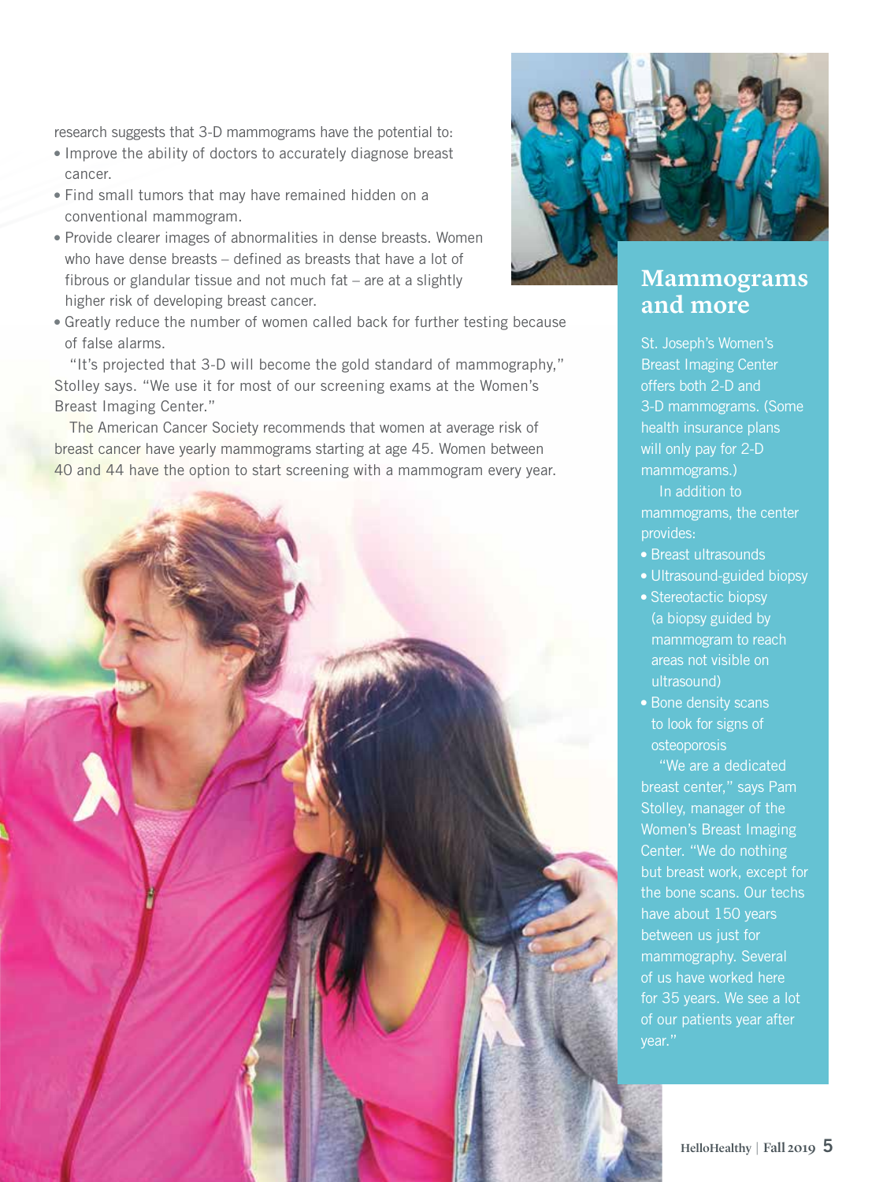research suggests that 3-D mammograms have the potential to:

- Improve the ability of doctors to accurately diagnose breast cancer.
- Find small tumors that may have remained hidden on a conventional mammogram.
- Provide clearer images of abnormalities in dense breasts. Women who have dense breasts – defined as breasts that have a lot of fibrous or glandular tissue and not much fat – are at a slightly higher risk of developing breast cancer.
- Greatly reduce the number of women called back for further testing because of false alarms.

"It's projected that 3-D will become the gold standard of mammography," Stolley says. "We use it for most of our screening exams at the Women's Breast Imaging Center."

The American Cancer Society recommends that women at average risk of breast cancer have yearly mammograms starting at age 45. Women between 40 and 44 have the option to start screening with a mammogram every year.

## Mammograms and more

St. Joseph's Women's Breast Imaging Center offers both 2-D and 3-D mammograms. (Some health insurance plans will only pay for 2-D mammograms.)

In addition to mammograms, the center provides:

- Breast ultrasounds
- Ultrasound-guided biopsy
- Stereotactic biopsy (a biopsy guided by mammogram to reach areas not visible on ultrasound)
- Bone density scans to look for signs of osteoporosis

"We are a dedicated breast center," says Pam Stolley, manager of the Women's Breast Imaging Center. "We do nothing but breast work, except for the bone scans. Our techs have about 150 years between us just for mammography. Several of us have worked here for 35 years. We see a lot of our patients year after year."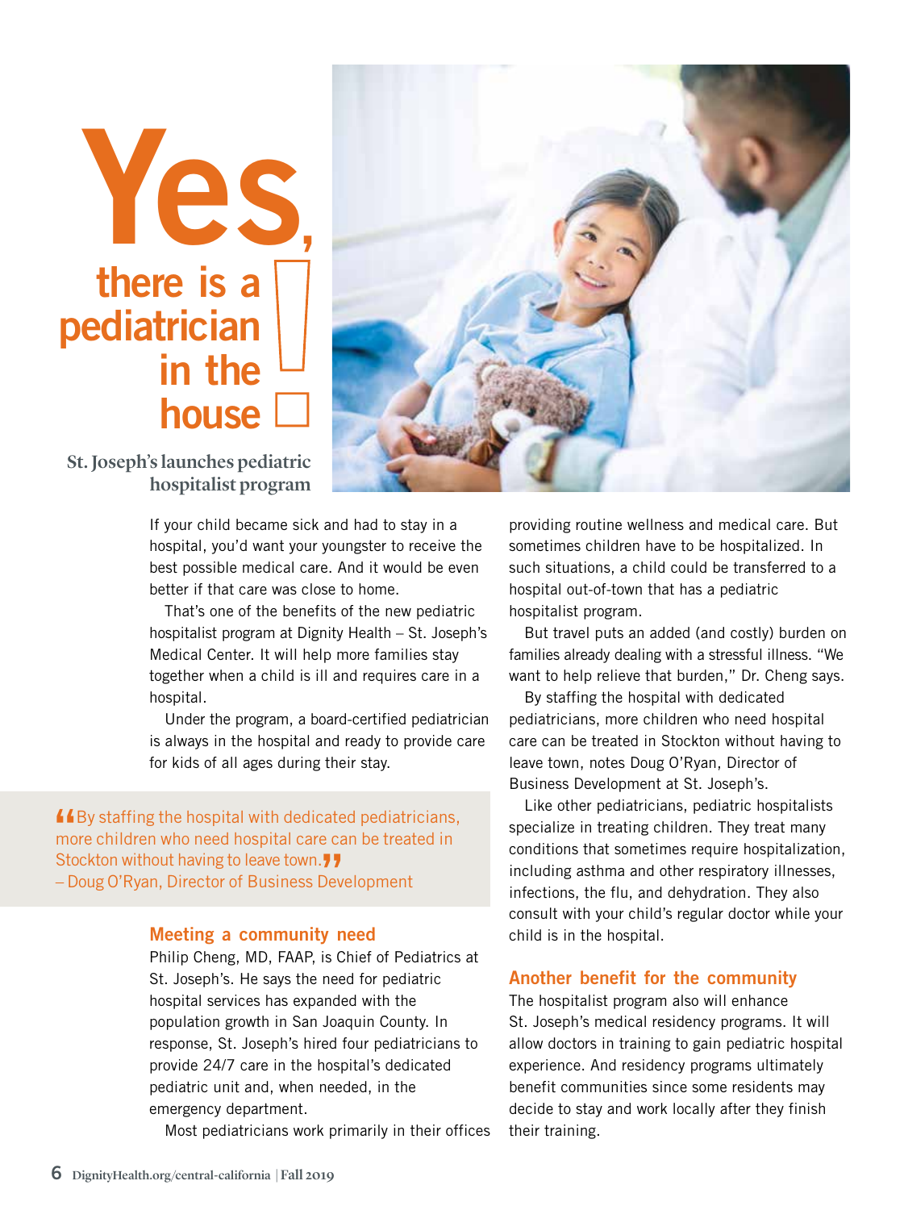# Yes, there is a pediatrician in the house!

**St. Joseph's launches pediatric hospitalist program**

If your child became sick and had to stay in a hospital, you'd want your youngster to receive the best possible medical care. And it would be even better if that care was close to home.

That's one of the benefits of the new pediatric hospitalist program at Dignity Health – St. Joseph's Medical Center. It will help more families stay together when a child is ill and requires care in a hospital.

Under the program, a board-certified pediatrician is always in the hospital and ready to provide care for kids of all ages during their stay.

> "By staffing the hospital with dedicated pediatricians, more children who need hospital care can be treated in Stockton without having to leave town."
> – Doug O'Ryan, Director of Business Development

## Meeting a community need

Philip Cheng, MD, FAAP, is Chief of Pediatrics at St. Joseph's. He says the need for pediatric hospital services has expanded with the population growth in San Joaquin County. In response, St. Joseph's hired four pediatricians to provide 24/7 care in the hospital's dedicated pediatric unit and, when needed, in the emergency department.

Most pediatricians work primarily in their offices providing routine wellness and medical care. But sometimes children have to be hospitalized. In such situations, a child could be transferred to a hospital out-of-town that has a pediatric hospitalist program.

But travel puts an added (and costly) burden on families already dealing with a stressful illness. "We want to help relieve that burden," Dr. Cheng says.

By staffing the hospital with dedicated pediatricians, more children who need hospital care can be treated in Stockton without having to leave town, notes Doug O'Ryan, Director of Business Development at St. Joseph's.

Like other pediatricians, pediatric hospitalists specialize in treating children. They treat many conditions that sometimes require hospitalization, including asthma and other respiratory illnesses, infections, the flu, and dehydration. They also consult with your child's regular doctor while your child is in the hospital.

## Another benefit for the community

The hospitalist program also will enhance St. Joseph's medical residency programs. It will allow doctors in training to gain pediatric hospital experience. And residency programs ultimately benefit communities since some residents may decide to stay and work locally after they finish their training.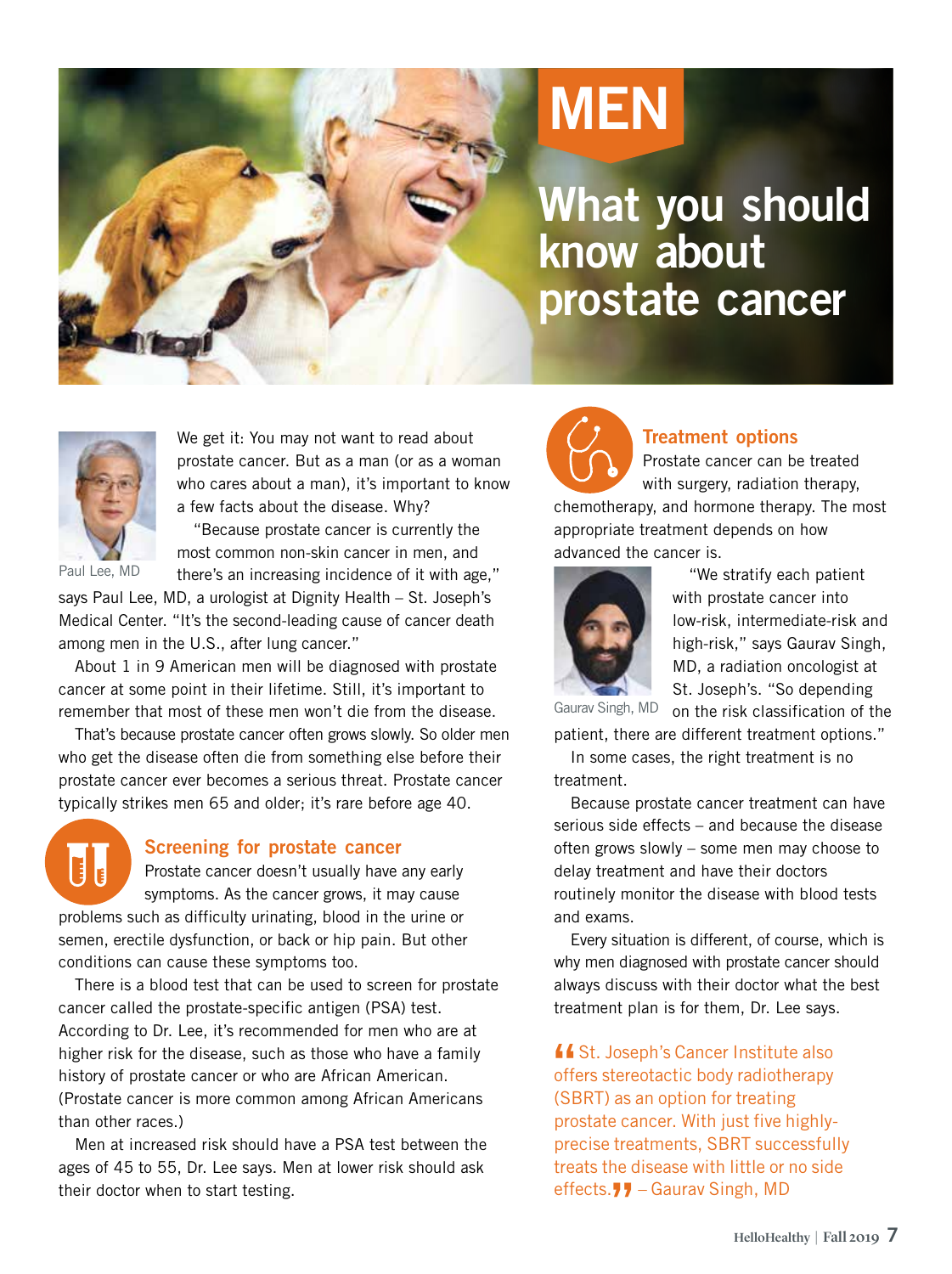# MEN

## What you should know about prostate cancer

Paul Lee, MD

We get it: You may not want to read about prostate cancer. But as a man (or as a woman who cares about a man), it's important to know a few facts about the disease. Why?

"Because prostate cancer is currently the most common non-skin cancer in men, and there's an increasing incidence of it with age," says Paul Lee, MD, a urologist at Dignity Health – St. Joseph's Medical Center. "It's the second-leading cause of cancer death among men in the U.S., after lung cancer."

About 1 in 9 American men will be diagnosed with prostate cancer at some point in their lifetime. Still, it's important to remember that most of these men won't die from the disease.

That's because prostate cancer often grows slowly. So older men who get the disease often die from something else before their prostate cancer ever becomes a serious threat. Prostate cancer typically strikes men 65 and older; it's rare before age 40.

### Screening for prostate cancer

Prostate cancer doesn't usually have any early symptoms. As the cancer grows, it may cause problems such as difficulty urinating, blood in the urine or semen, erectile dysfunction, or back or hip pain. But other conditions can cause these symptoms too.

There is a blood test that can be used to screen for prostate cancer called the prostate-specific antigen (PSA) test. According to Dr. Lee, it's recommended for men who are at higher risk for the disease, such as those who have a family history of prostate cancer or who are African American. (Prostate cancer is more common among African Americans than other races.)

Men at increased risk should have a PSA test between the ages of 45 to 55, Dr. Lee says. Men at lower risk should ask their doctor when to start testing.

### Treatment options

Prostate cancer can be treated with surgery, radiation therapy, chemotherapy, and hormone therapy. The most appropriate treatment depends on how advanced the cancer is.

Gaurav Singh, MD

"We stratify each patient with prostate cancer into low-risk, intermediate-risk and high-risk," says Gaurav Singh, MD, a radiation oncologist at St. Joseph's. "So depending on the risk classification of the patient, there are different treatment options."

In some cases, the right treatment is no treatment.

Because prostate cancer treatment can have serious side effects – and because the disease often grows slowly – some men may choose to delay treatment and have their doctors routinely monitor the disease with blood tests and exams.

Every situation is different, of course, which is why men diagnosed with prostate cancer should always discuss with their doctor what the best treatment plan is for them, Dr. Lee says.

> "St. Joseph's Cancer Institute also offers stereotactic body radiotherapy (SBRT) as an option for treating prostate cancer. With just five highly-precise treatments, SBRT successfully treats the disease with little or no side effects." – Gaurav Singh, MD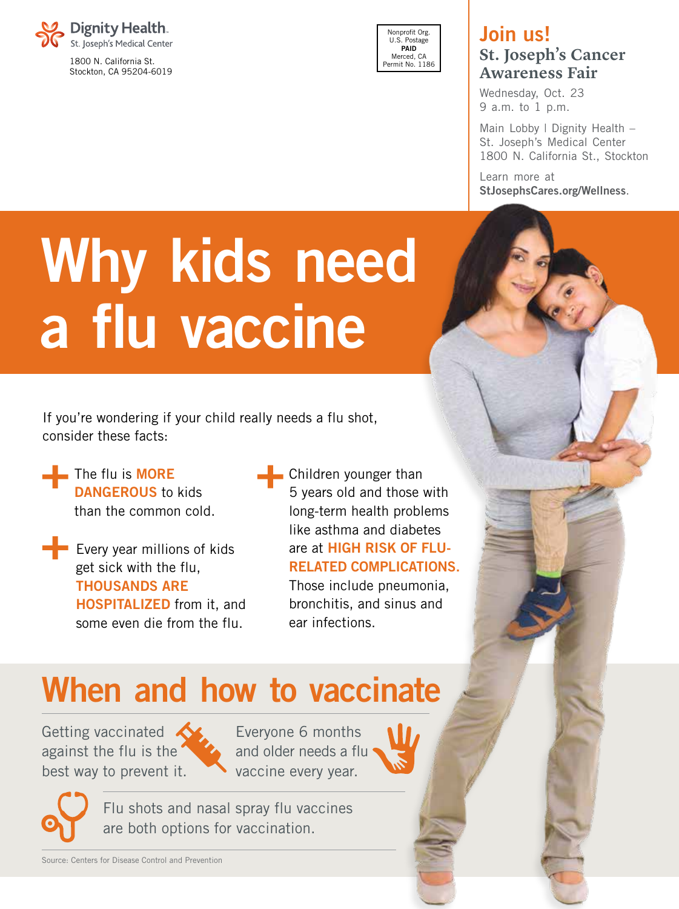Dignity Health.
St. Joseph's Medical Center
1800 N. California St.
Stockton, CA 95204-6019

Nonprofit Org.
U.S. Postage
**PAID**
Merced, CA
Permit No. 1186

## Join us!

### St. Joseph's Cancer Awareness Fair

Wednesday, Oct. 23
9 a.m. to 1 p.m.

Main Lobby | Dignity Health – St. Joseph's Medical Center
1800 N. California St., Stockton

Learn more at **StJosephsCares.org/Wellness**.

# Why kids need a flu vaccine

If you're wondering if your child really needs a flu shot, consider these facts:

- The flu is **MORE DANGEROUS** to kids than the common cold.
- Every year millions of kids get sick with the flu, **THOUSANDS ARE HOSPITALIZED** from it, and some even die from the flu.
- Children younger than 5 years old and those with long-term health problems like asthma and diabetes are at **HIGH RISK OF FLU-RELATED COMPLICATIONS.** Those include pneumonia, bronchitis, and sinus and ear infections.

## When and how to vaccinate

Getting vaccinated against the flu is the best way to prevent it.

Everyone 6 months and older needs a flu vaccine every year.

Flu shots and nasal spray flu vaccines are both options for vaccination.

Source: Centers for Disease Control and Prevention